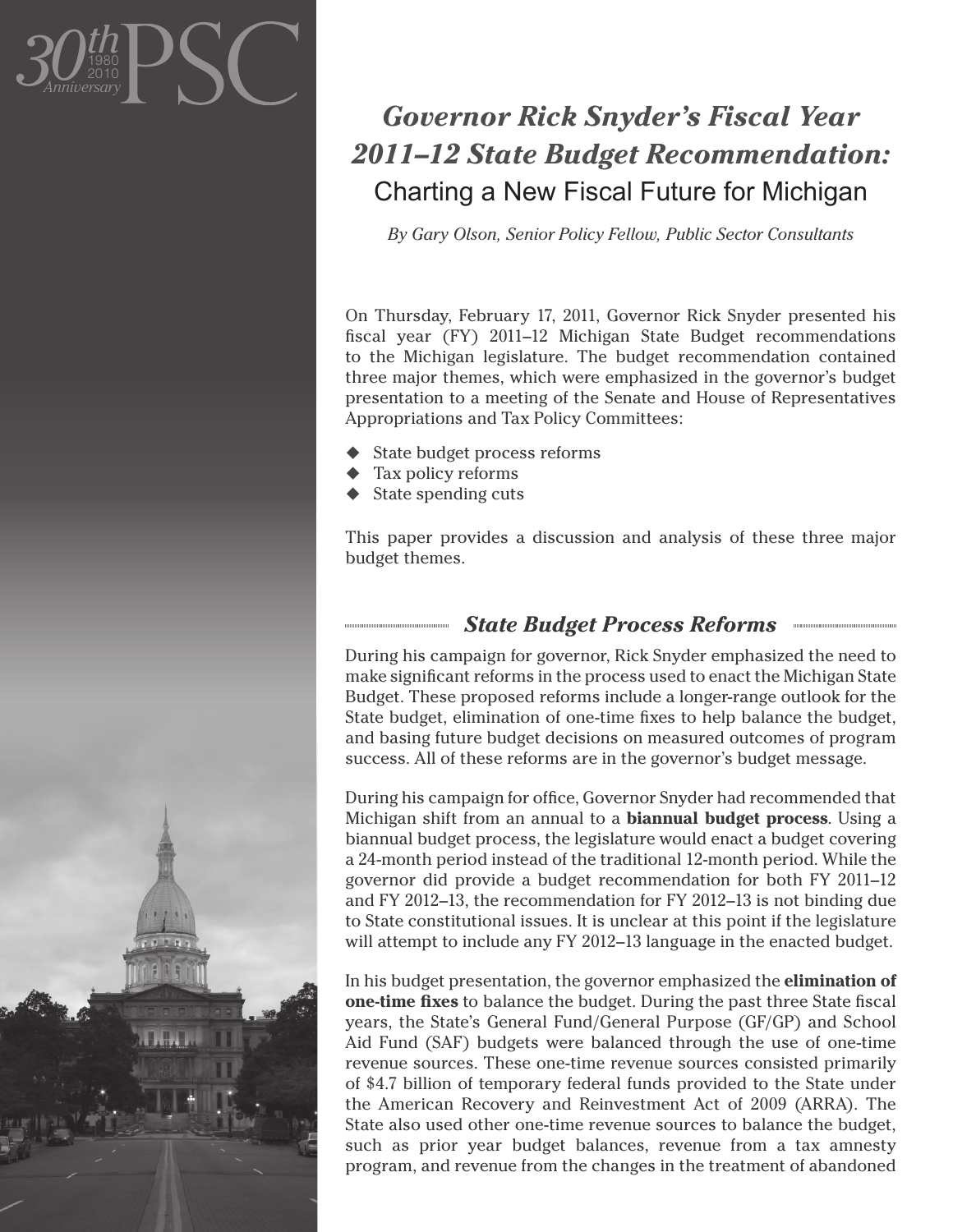# *Governor Rick Snyder's Fiscal Year 2011–12 State Budget Recommendation:* Charting a New Fiscal Future for Michigan

*By Gary Olson, Senior Policy Fellow, Public Sector Consultants*

On Thursday, February 17, 2011, Governor Rick Snyder presented his fiscal year (FY) 2011–12 Michigan State Budget recommendations to the Michigan legislature. The budget recommendation contained three major themes, which were emphasized in the governor's budget presentation to a meeting of the Senate and House of Representatives Appropriations and Tax Policy Committees:

- State budget process reforms
- Tax policy reforms
- State spending cuts

This paper provides a discussion and analysis of these three major budget themes.

## *State Budget Process Reforms*

During his campaign for governor, Rick Snyder emphasized the need to make significant reforms in the process used to enact the Michigan State Budget. These proposed reforms include a longer-range outlook for the State budget, elimination of one-time fixes to help balance the budget, and basing future budget decisions on measured outcomes of program success. All of these reforms are in the governor's budget message.

During his campaign for office, Governor Snyder had recommended that Michigan shift from an annual to a **biannual budget process**. Using a biannual budget process, the legislature would enact a budget covering a 24-month period instead of the traditional 12-month period. While the governor did provide a budget recommendation for both FY 2011–12 and FY 2012–13, the recommendation for FY 2012–13 is not binding due to State constitutional issues. It is unclear at this point if the legislature will attempt to include any FY 2012–13 language in the enacted budget.

In his budget presentation, the governor emphasized the **elimination of one-time fixes** to balance the budget. During the past three State fiscal years, the State's General Fund/General Purpose (GF/GP) and School Aid Fund (SAF) budgets were balanced through the use of one-time revenue sources. These one-time revenue sources consisted primarily of $4.7 billion of temporary federal funds provided to the State under the American Recovery and Reinvestment Act of 2009 (ARRA). The State also used other one-time revenue sources to balance the budget, such as prior year budget balances, revenue from a tax amnesty program, and revenue from the changes in the treatment of abandoned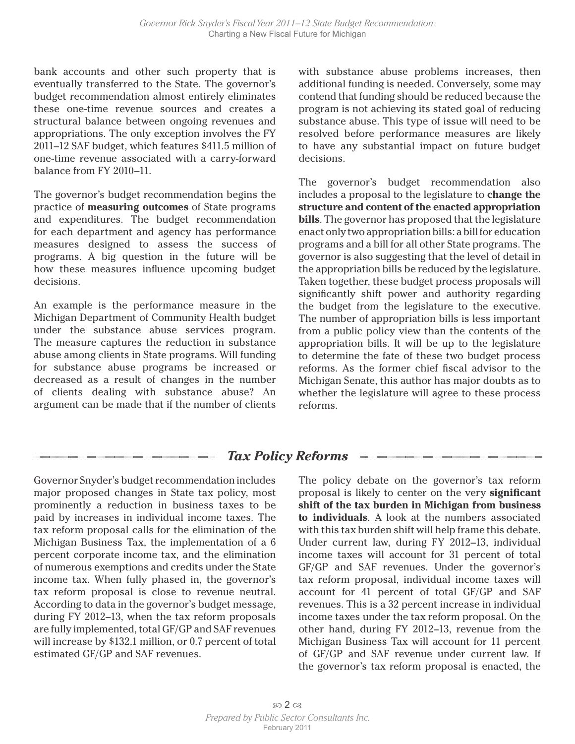bank accounts and other such property that is eventually transferred to the State. The governor's budget recommendation almost entirely eliminates these one-time revenue sources and creates a structural balance between ongoing revenues and appropriations. The only exception involves the FY 2011–12 SAF budget, which features $411.5 million of one-time revenue associated with a carry-forward balance from FY 2010–11.

The governor's budget recommendation begins the practice of **measuring outcomes** of State programs and expenditures. The budget recommendation for each department and agency has performance measures designed to assess the success of programs. A big question in the future will be how these measures influence upcoming budget decisions.

An example is the performance measure in the Michigan Department of Community Health budget under the substance abuse services program. The measure captures the reduction in substance abuse among clients in State programs. Will funding for substance abuse programs be increased or decreased as a result of changes in the number of clients dealing with substance abuse? An argument can be made that if the number of clients with substance abuse problems increases, then additional funding is needed. Conversely, some may contend that funding should be reduced because the program is not achieving its stated goal of reducing substance abuse. This type of issue will need to be resolved before performance measures are likely to have any substantial impact on future budget decisions.

The governor's budget recommendation also includes a proposal to the legislature to **change the structure and content of the enacted appropriation bills**. The governor has proposed that the legislature enact only two appropriation bills: a bill for education programs and a bill for all other State programs. The governor is also suggesting that the level of detail in the appropriation bills be reduced by the legislature. Taken together, these budget process proposals will significantly shift power and authority regarding the budget from the legislature to the executive. The number of appropriation bills is less important from a public policy view than the contents of the appropriation bills. It will be up to the legislature to determine the fate of these two budget process reforms. As the former chief fiscal advisor to the Michigan Senate, this author has major doubts as to whether the legislature will agree to these process reforms.

## *Tax Policy Reforms*

Governor Snyder's budget recommendation includes major proposed changes in State tax policy, most prominently a reduction in business taxes to be paid by increases in individual income taxes. The tax reform proposal calls for the elimination of the Michigan Business Tax, the implementation of a 6 percent corporate income tax, and the elimination of numerous exemptions and credits under the State income tax. When fully phased in, the governor's tax reform proposal is close to revenue neutral. According to data in the governor's budget message, during FY 2012–13, when the tax reform proposals are fully implemented, total GF/GP and SAF revenues will increase by $132.1 million, or 0.7 percent of total estimated GF/GP and SAF revenues.

The policy debate on the governor's tax reform proposal is likely to center on the very **significant shift of the tax burden in Michigan from business to individuals**. A look at the numbers associated with this tax burden shift will help frame this debate. Under current law, during FY 2012–13, individual income taxes will account for 31 percent of total GF/GP and SAF revenues. Under the governor's tax reform proposal, individual income taxes will account for 41 percent of total GF/GP and SAF revenues. This is a 32 percent increase in individual income taxes under the tax reform proposal. On the other hand, during FY 2012–13, revenue from the Michigan Business Tax will account for 11 percent of GF/GP and SAF revenue under current law. If the governor's tax reform proposal is enacted, the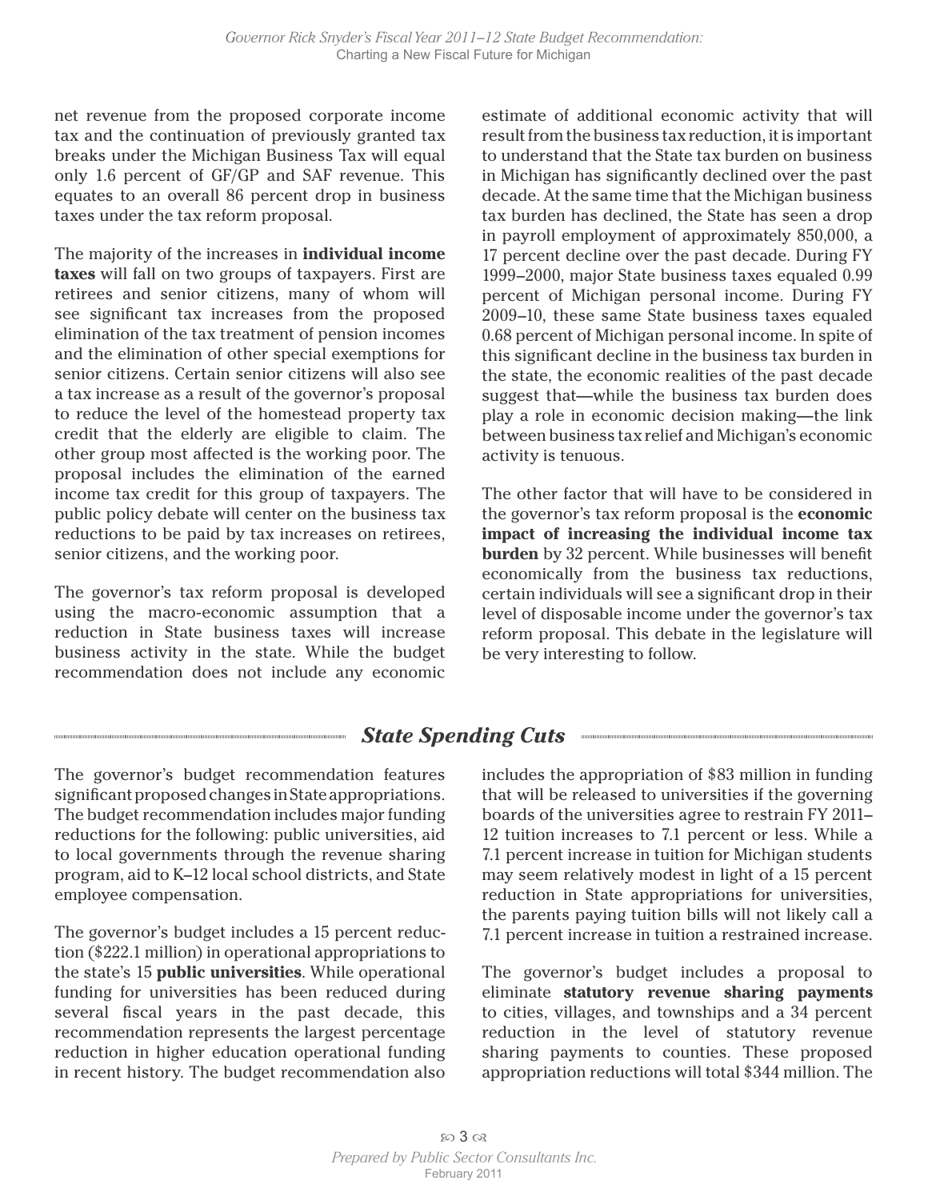net revenue from the proposed corporate income tax and the continuation of previously granted tax breaks under the Michigan Business Tax will equal only 1.6 percent of GF/GP and SAF revenue. This equates to an overall 86 percent drop in business taxes under the tax reform proposal.

The majority of the increases in **individual income taxes** will fall on two groups of taxpayers. First are retirees and senior citizens, many of whom will see significant tax increases from the proposed elimination of the tax treatment of pension incomes and the elimination of other special exemptions for senior citizens. Certain senior citizens will also see a tax increase as a result of the governor's proposal to reduce the level of the homestead property tax credit that the elderly are eligible to claim. The other group most affected is the working poor. The proposal includes the elimination of the earned income tax credit for this group of taxpayers. The public policy debate will center on the business tax reductions to be paid by tax increases on retirees, senior citizens, and the working poor.

The governor's tax reform proposal is developed using the macro-economic assumption that a reduction in State business taxes will increase business activity in the state. While the budget recommendation does not include any economic estimate of additional economic activity that will result from the business tax reduction, it is important to understand that the State tax burden on business in Michigan has significantly declined over the past decade. At the same time that the Michigan business tax burden has declined, the State has seen a drop in payroll employment of approximately 850,000, a 17 percent decline over the past decade. During FY 1999–2000, major State business taxes equaled 0.99 percent of Michigan personal income. During FY 2009–10, these same State business taxes equaled 0.68 percent of Michigan personal income. In spite of this significant decline in the business tax burden in the state, the economic realities of the past decade suggest that—while the business tax burden does play a role in economic decision making—the link between business tax relief and Michigan's economic activity is tenuous.

The other factor that will have to be considered in the governor's tax reform proposal is the **economic impact of increasing the individual income tax burden** by 32 percent. While businesses will benefit economically from the business tax reductions, certain individuals will see a significant drop in their level of disposable income under the governor's tax reform proposal. This debate in the legislature will be very interesting to follow.

## *State Spending Cuts*

The governor's budget recommendation features significant proposed changes in State appropriations. The budget recommendation includes major funding reductions for the following: public universities, aid to local governments through the revenue sharing program, aid to K–12 local school districts, and State employee compensation.

The governor's budget includes a 15 percent reduction ($222.1 million) in operational appropriations to the state's 15 **public universities**. While operational funding for universities has been reduced during several fiscal years in the past decade, this recommendation represents the largest percentage reduction in higher education operational funding in recent history. The budget recommendation also includes the appropriation of $83 million in funding that will be released to universities if the governing boards of the universities agree to restrain FY 2011–12 tuition increases to 7.1 percent or less. While a 7.1 percent increase in tuition for Michigan students may seem relatively modest in light of a 15 percent reduction in State appropriations for universities, the parents paying tuition bills will not likely call a 7.1 percent increase in tuition a restrained increase.

The governor's budget includes a proposal to eliminate **statutory revenue sharing payments** to cities, villages, and townships and a 34 percent reduction in the level of statutory revenue sharing payments to counties. These proposed appropriation reductions will total $344 million. The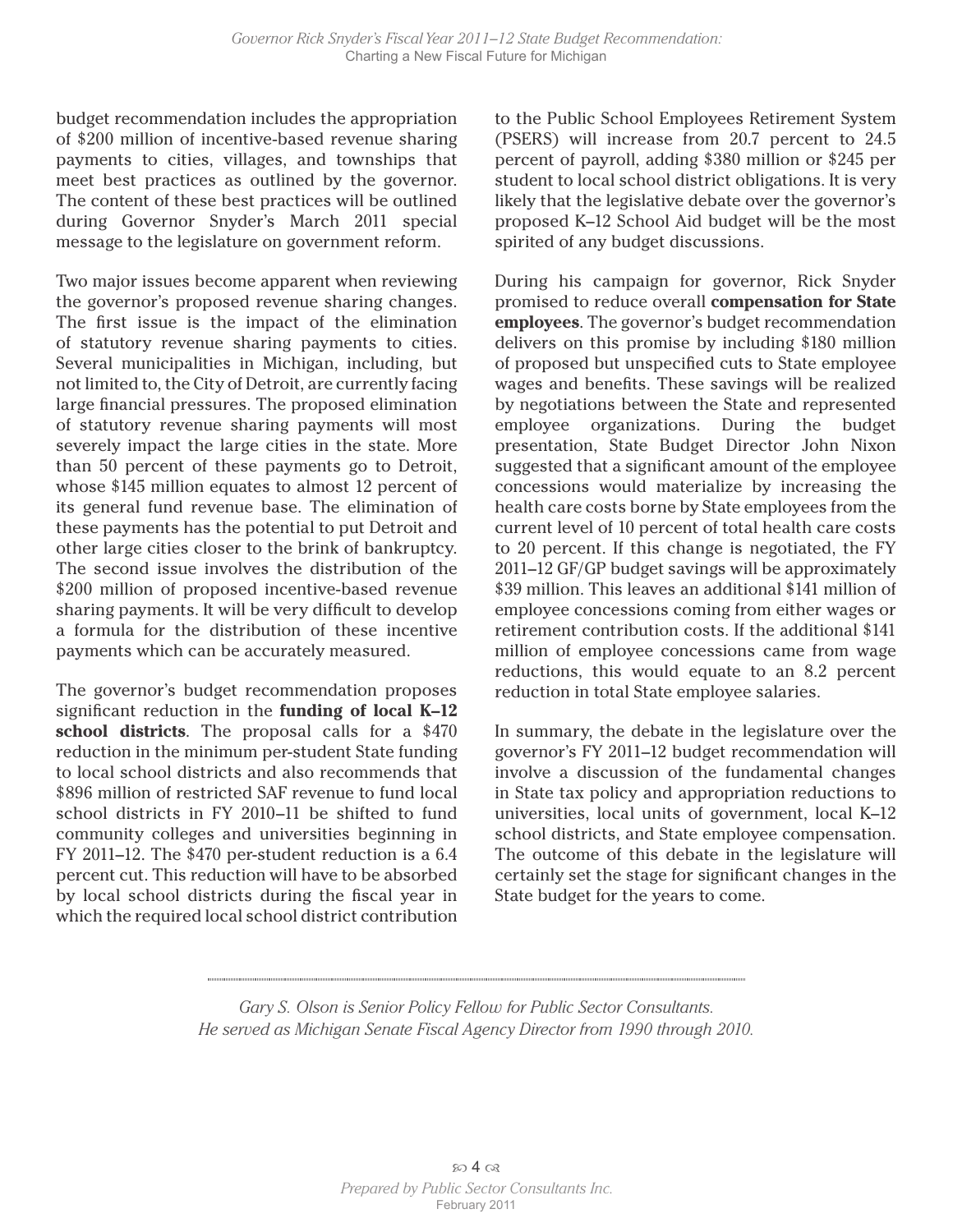budget recommendation includes the appropriation of $200 million of incentive-based revenue sharing payments to cities, villages, and townships that meet best practices as outlined by the governor. The content of these best practices will be outlined during Governor Snyder's March 2011 special message to the legislature on government reform.

Two major issues become apparent when reviewing the governor's proposed revenue sharing changes. The first issue is the impact of the elimination of statutory revenue sharing payments to cities. Several municipalities in Michigan, including, but not limited to, the City of Detroit, are currently facing large financial pressures. The proposed elimination of statutory revenue sharing payments will most severely impact the large cities in the state. More than 50 percent of these payments go to Detroit, whose $145 million equates to almost 12 percent of its general fund revenue base. The elimination of these payments has the potential to put Detroit and other large cities closer to the brink of bankruptcy. The second issue involves the distribution of the $200 million of proposed incentive-based revenue sharing payments. It will be very difficult to develop a formula for the distribution of these incentive payments which can be accurately measured.

The governor's budget recommendation proposes significant reduction in the **funding of local K–12 school districts**. The proposal calls for a $470 reduction in the minimum per-student State funding to local school districts and also recommends that $896 million of restricted SAF revenue to fund local school districts in FY 2010–11 be shifted to fund community colleges and universities beginning in FY 2011–12. The $470 per-student reduction is a 6.4 percent cut. This reduction will have to be absorbed by local school districts during the fiscal year in which the required local school district contribution to the Public School Employees Retirement System (PSERS) will increase from 20.7 percent to 24.5 percent of payroll, adding $380 million or $245 per student to local school district obligations. It is very likely that the legislative debate over the governor's proposed K–12 School Aid budget will be the most spirited of any budget discussions.

During his campaign for governor, Rick Snyder promised to reduce overall **compensation for State employees**. The governor's budget recommendation delivers on this promise by including $180 million of proposed but unspecified cuts to State employee wages and benefits. These savings will be realized by negotiations between the State and represented employee organizations. During the budget presentation, State Budget Director John Nixon suggested that a significant amount of the employee concessions would materialize by increasing the health care costs borne by State employees from the current level of 10 percent of total health care costs to 20 percent. If this change is negotiated, the FY 2011–12 GF/GP budget savings will be approximately $39 million. This leaves an additional $141 million of employee concessions coming from either wages or retirement contribution costs. If the additional $141 million of employee concessions came from wage reductions, this would equate to an 8.2 percent reduction in total State employee salaries.

In summary, the debate in the legislature over the governor's FY 2011–12 budget recommendation will involve a discussion of the fundamental changes in State tax policy and appropriation reductions to universities, local units of government, local K–12 school districts, and State employee compensation. The outcome of this debate in the legislature will certainly set the stage for significant changes in the State budget for the years to come.

---

*Gary S. Olson is Senior Policy Fellow for Public Sector Consultants. He served as Michigan Senate Fiscal Agency Director from 1990 through 2010.*